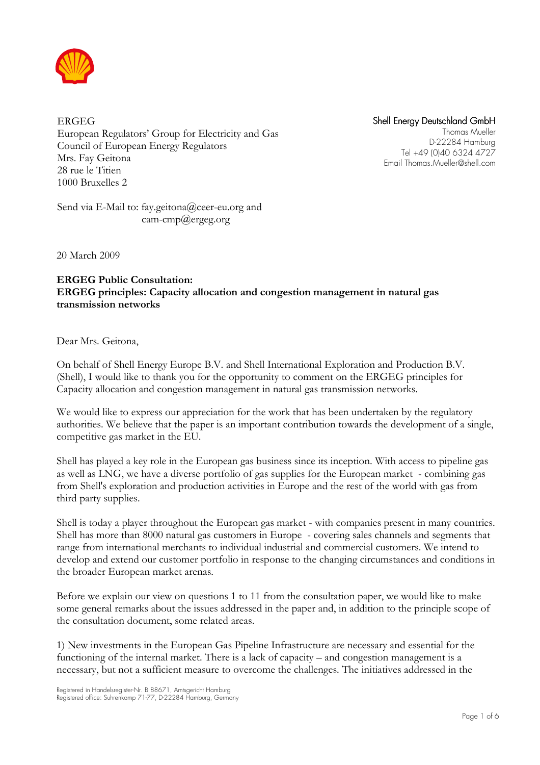ERGEG
European Regulators' Group for Electricity and Gas
Council of European Energy Regulators
Mrs. Fay Geitona
28 rue le Titien
1000 Bruxelles 2

Shell Energy Deutschland GmbH
Thomas Mueller
D-22284 Hamburg
Tel +49 (0)40 6324 4727
Email Thomas.Mueller@shell.com

Send via E-Mail to: fay.geitona@ceer-eu.org and
cam-cmp@ergeg.org

20 March 2009

**ERGEG Public Consultation:**
**ERGEG principles: Capacity allocation and congestion management in natural gas transmission networks**

Dear Mrs. Geitona,

On behalf of Shell Energy Europe B.V. and Shell International Exploration and Production B.V. (Shell), I would like to thank you for the opportunity to comment on the ERGEG principles for Capacity allocation and congestion management in natural gas transmission networks.

We would like to express our appreciation for the work that has been undertaken by the regulatory authorities. We believe that the paper is an important contribution towards the development of a single, competitive gas market in the EU.

Shell has played a key role in the European gas business since its inception. With access to pipeline gas as well as LNG, we have a diverse portfolio of gas supplies for the European market - combining gas from Shell's exploration and production activities in Europe and the rest of the world with gas from third party supplies.

Shell is today a player throughout the European gas market - with companies present in many countries. Shell has more than 8000 natural gas customers in Europe - covering sales channels and segments that range from international merchants to individual industrial and commercial customers. We intend to develop and extend our customer portfolio in response to the changing circumstances and conditions in the broader European market arenas.

Before we explain our view on questions 1 to 11 from the consultation paper, we would like to make some general remarks about the issues addressed in the paper and, in addition to the principle scope of the consultation document, some related areas.

1) New investments in the European Gas Pipeline Infrastructure are necessary and essential for the functioning of the internal market. There is a lack of capacity – and congestion management is a necessary, but not a sufficient measure to overcome the challenges. The initiatives addressed in the

Registered in Handelsregister-Nr. B 88671, Amtsgericht Hamburg
Registered office: Suhrenkamp 71-77, D-22284 Hamburg, Germany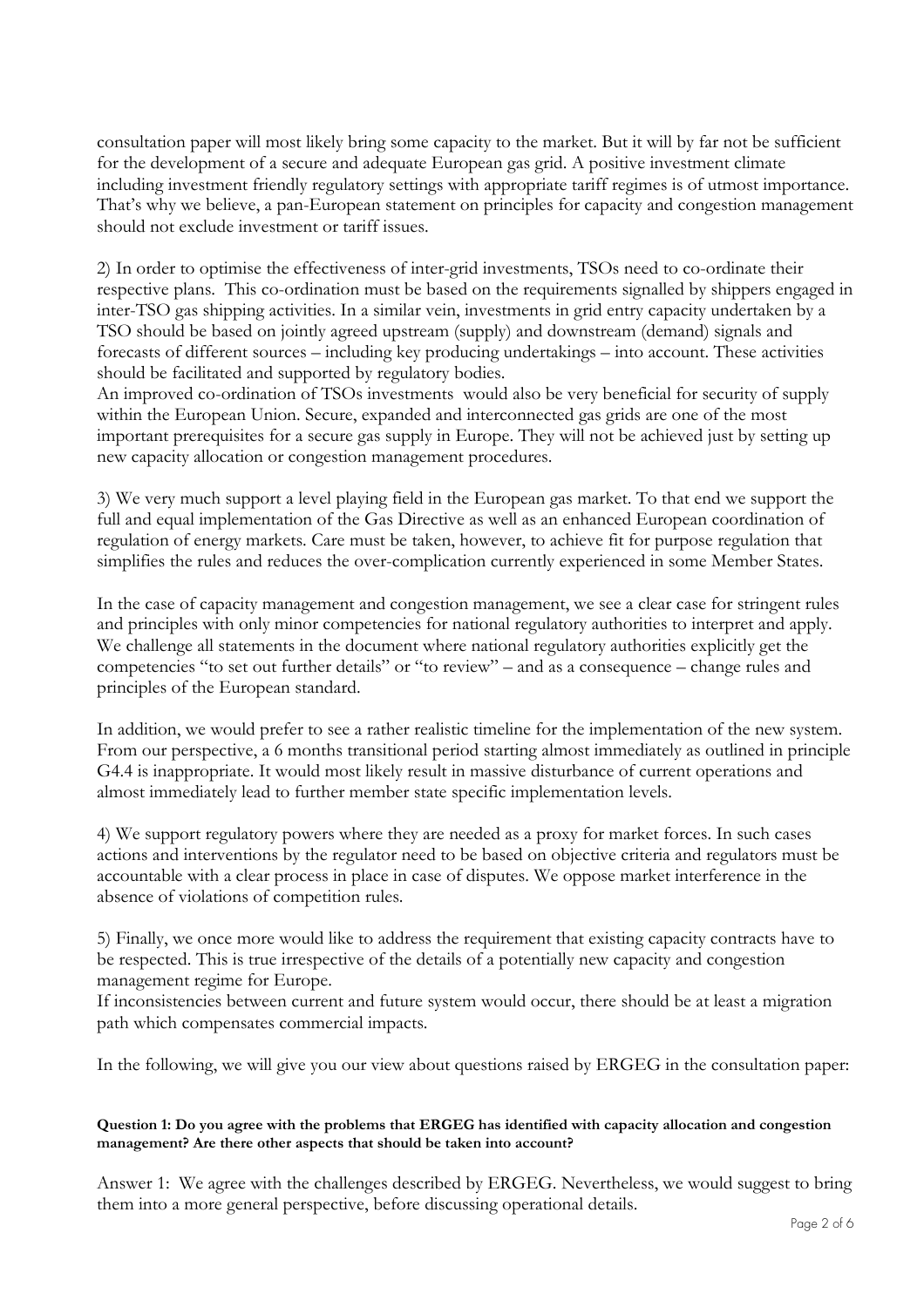consultation paper will most likely bring some capacity to the market. But it will by far not be sufficient for the development of a secure and adequate European gas grid. A positive investment climate including investment friendly regulatory settings with appropriate tariff regimes is of utmost importance. That's why we believe, a pan-European statement on principles for capacity and congestion management should not exclude investment or tariff issues.

2) In order to optimise the effectiveness of inter-grid investments, TSOs need to co-ordinate their respective plans. This co-ordination must be based on the requirements signalled by shippers engaged in inter-TSO gas shipping activities. In a similar vein, investments in grid entry capacity undertaken by a TSO should be based on jointly agreed upstream (supply) and downstream (demand) signals and forecasts of different sources – including key producing undertakings – into account. These activities should be facilitated and supported by regulatory bodies.
An improved co-ordination of TSOs investments would also be very beneficial for security of supply within the European Union. Secure, expanded and interconnected gas grids are one of the most important prerequisites for a secure gas supply in Europe. They will not be achieved just by setting up new capacity allocation or congestion management procedures.

3) We very much support a level playing field in the European gas market. To that end we support the full and equal implementation of the Gas Directive as well as an enhanced European coordination of regulation of energy markets. Care must be taken, however, to achieve fit for purpose regulation that simplifies the rules and reduces the over-complication currently experienced in some Member States.

In the case of capacity management and congestion management, we see a clear case for stringent rules and principles with only minor competencies for national regulatory authorities to interpret and apply. We challenge all statements in the document where national regulatory authorities explicitly get the competencies "to set out further details" or "to review" – and as a consequence – change rules and principles of the European standard.

In addition, we would prefer to see a rather realistic timeline for the implementation of the new system. From our perspective, a 6 months transitional period starting almost immediately as outlined in principle G4.4 is inappropriate. It would most likely result in massive disturbance of current operations and almost immediately lead to further member state specific implementation levels.

4) We support regulatory powers where they are needed as a proxy for market forces. In such cases actions and interventions by the regulator need to be based on objective criteria and regulators must be accountable with a clear process in place in case of disputes. We oppose market interference in the absence of violations of competition rules.

5) Finally, we once more would like to address the requirement that existing capacity contracts have to be respected. This is true irrespective of the details of a potentially new capacity and congestion management regime for Europe.
If inconsistencies between current and future system would occur, there should be at least a migration path which compensates commercial impacts.

In the following, we will give you our view about questions raised by ERGEG in the consultation paper:

**Question 1: Do you agree with the problems that ERGEG has identified with capacity allocation and congestion management? Are there other aspects that should be taken into account?**

Answer 1: We agree with the challenges described by ERGEG. Nevertheless, we would suggest to bring them into a more general perspective, before discussing operational details.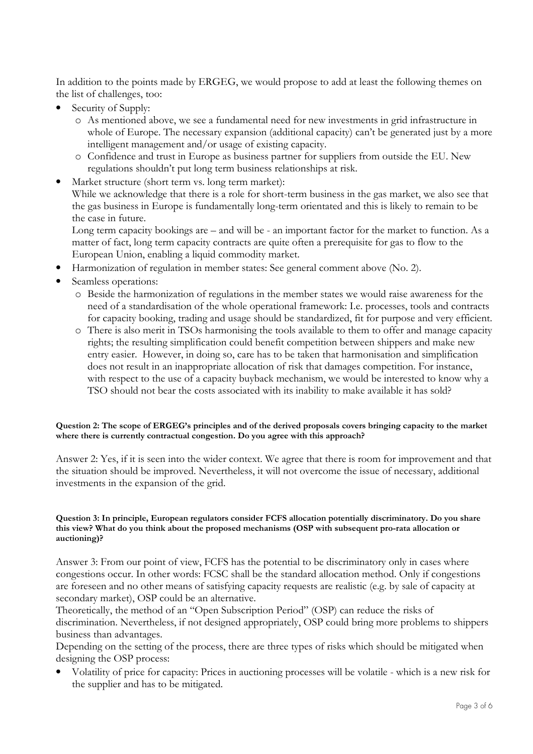In addition to the points made by ERGEG, we would propose to add at least the following themes on the list of challenges, too:

- Security of Supply:
  - As mentioned above, we see a fundamental need for new investments in grid infrastructure in whole of Europe. The necessary expansion (additional capacity) can't be generated just by a more intelligent management and/or usage of existing capacity.
  - Confidence and trust in Europe as business partner for suppliers from outside the EU. New regulations shouldn't put long term business relationships at risk.
- Market structure (short term vs. long term market):
  While we acknowledge that there is a role for short-term business in the gas market, we also see that the gas business in Europe is fundamentally long-term orientated and this is likely to remain to be the case in future.
  Long term capacity bookings are – and will be - an important factor for the market to function. As a matter of fact, long term capacity contracts are quite often a prerequisite for gas to flow to the European Union, enabling a liquid commodity market.
- Harmonization of regulation in member states: See general comment above (No. 2).
- Seamless operations:
  - Beside the harmonization of regulations in the member states we would raise awareness for the need of a standardisation of the whole operational framework: I.e. processes, tools and contracts for capacity booking, trading and usage should be standardized, fit for purpose and very efficient.
  - There is also merit in TSOs harmonising the tools available to them to offer and manage capacity rights; the resulting simplification could benefit competition between shippers and make new entry easier. However, in doing so, care has to be taken that harmonisation and simplification does not result in an inappropriate allocation of risk that damages competition. For instance, with respect to the use of a capacity buyback mechanism, we would be interested to know why a TSO should not bear the costs associated with its inability to make available it has sold?

**Question 2: The scope of ERGEG's principles and of the derived proposals covers bringing capacity to the market where there is currently contractual congestion. Do you agree with this approach?**

Answer 2: Yes, if it is seen into the wider context. We agree that there is room for improvement and that the situation should be improved. Nevertheless, it will not overcome the issue of necessary, additional investments in the expansion of the grid.

**Question 3: In principle, European regulators consider FCFS allocation potentially discriminatory. Do you share this view? What do you think about the proposed mechanisms (OSP with subsequent pro-rata allocation or auctioning)?**

Answer 3: From our point of view, FCFS has the potential to be discriminatory only in cases where congestions occur. In other words: FCSC shall be the standard allocation method. Only if congestions are foreseen and no other means of satisfying capacity requests are realistic (e.g. by sale of capacity at secondary market), OSP could be an alternative.
Theoretically, the method of an "Open Subscription Period" (OSP) can reduce the risks of discrimination. Nevertheless, if not designed appropriately, OSP could bring more problems to shippers business than advantages.
Depending on the setting of the process, there are three types of risks which should be mitigated when designing the OSP process:

- Volatility of price for capacity: Prices in auctioning processes will be volatile - which is a new risk for the supplier and has to be mitigated.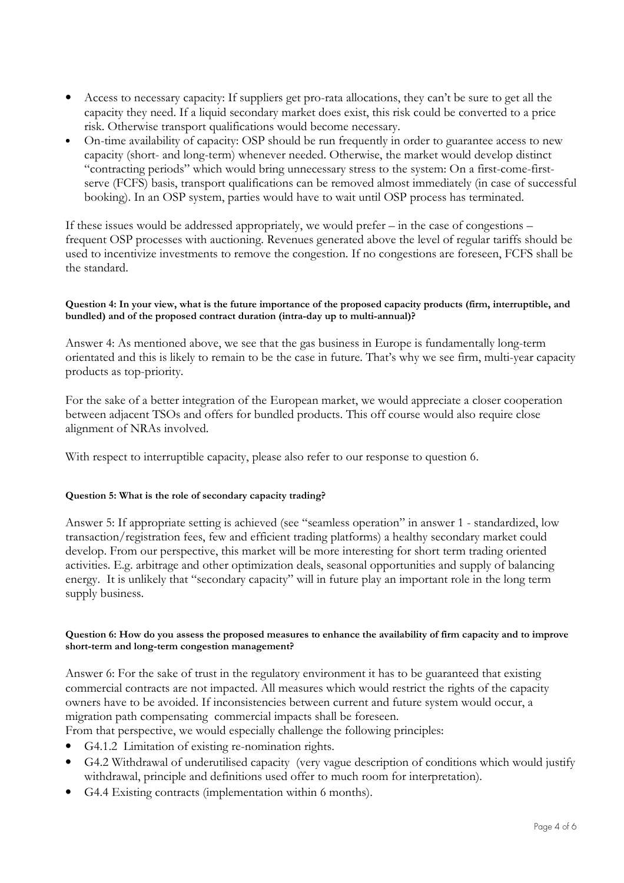- Access to necessary capacity: If suppliers get pro-rata allocations, they can't be sure to get all the capacity they need. If a liquid secondary market does exist, this risk could be converted to a price risk. Otherwise transport qualifications would become necessary.
- On-time availability of capacity: OSP should be run frequently in order to guarantee access to new capacity (short- and long-term) whenever needed. Otherwise, the market would develop distinct "contracting periods" which would bring unnecessary stress to the system: On a first-come-first-serve (FCFS) basis, transport qualifications can be removed almost immediately (in case of successful booking). In an OSP system, parties would have to wait until OSP process has terminated.

If these issues would be addressed appropriately, we would prefer – in the case of congestions – frequent OSP processes with auctioning. Revenues generated above the level of regular tariffs should be used to incentivize investments to remove the congestion. If no congestions are foreseen, FCFS shall be the standard.

**Question 4: In your view, what is the future importance of the proposed capacity products (firm, interruptible, and bundled) and of the proposed contract duration (intra-day up to multi-annual)?**

Answer 4: As mentioned above, we see that the gas business in Europe is fundamentally long-term orientated and this is likely to remain to be the case in future. That's why we see firm, multi-year capacity products as top-priority.

For the sake of a better integration of the European market, we would appreciate a closer cooperation between adjacent TSOs and offers for bundled products. This off course would also require close alignment of NRAs involved.

With respect to interruptible capacity, please also refer to our response to question 6.

**Question 5: What is the role of secondary capacity trading?**

Answer 5: If appropriate setting is achieved (see "seamless operation" in answer 1 - standardized, low transaction/registration fees, few and efficient trading platforms) a healthy secondary market could develop. From our perspective, this market will be more interesting for short term trading oriented activities. E.g. arbitrage and other optimization deals, seasonal opportunities and supply of balancing energy. It is unlikely that "secondary capacity" will in future play an important role in the long term supply business.

**Question 6: How do you assess the proposed measures to enhance the availability of firm capacity and to improve short-term and long-term congestion management?**

Answer 6: For the sake of trust in the regulatory environment it has to be guaranteed that existing commercial contracts are not impacted. All measures which would restrict the rights of the capacity owners have to be avoided. If inconsistencies between current and future system would occur, a migration path compensating commercial impacts shall be foreseen.
From that perspective, we would especially challenge the following principles:

- G4.1.2 Limitation of existing re-nomination rights.
- G4.2 Withdrawal of underutilised capacity (very vague description of conditions which would justify withdrawal, principle and definitions used offer to much room for interpretation).
- G4.4 Existing contracts (implementation within 6 months).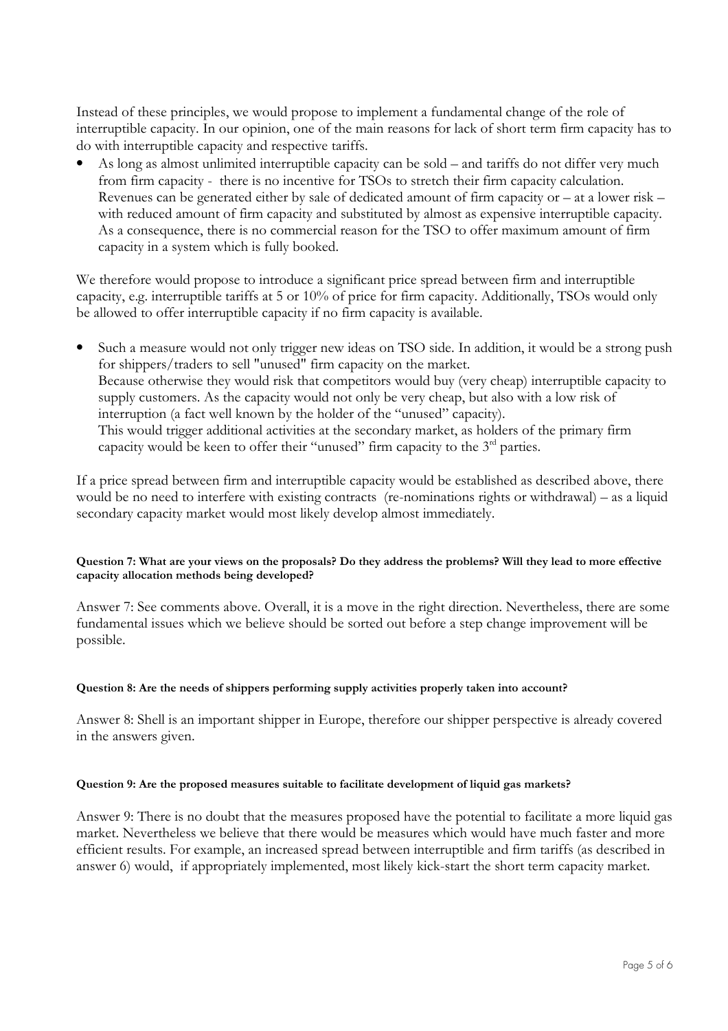Instead of these principles, we would propose to implement a fundamental change of the role of interruptible capacity. In our opinion, one of the main reasons for lack of short term firm capacity has to do with interruptible capacity and respective tariffs.

- As long as almost unlimited interruptible capacity can be sold – and tariffs do not differ very much from firm capacity - there is no incentive for TSOs to stretch their firm capacity calculation. Revenues can be generated either by sale of dedicated amount of firm capacity or – at a lower risk – with reduced amount of firm capacity and substituted by almost as expensive interruptible capacity. As a consequence, there is no commercial reason for the TSO to offer maximum amount of firm capacity in a system which is fully booked.

We therefore would propose to introduce a significant price spread between firm and interruptible capacity, e.g. interruptible tariffs at 5 or 10% of price for firm capacity. Additionally, TSOs would only be allowed to offer interruptible capacity if no firm capacity is available.

- Such a measure would not only trigger new ideas on TSO side. In addition, it would be a strong push for shippers/traders to sell "unused" firm capacity on the market.
  Because otherwise they would risk that competitors would buy (very cheap) interruptible capacity to supply customers. As the capacity would not only be very cheap, but also with a low risk of interruption (a fact well known by the holder of the "unused" capacity).
  This would trigger additional activities at the secondary market, as holders of the primary firm capacity would be keen to offer their "unused" firm capacity to the 3rd parties.

If a price spread between firm and interruptible capacity would be established as described above, there would be no need to interfere with existing contracts (re-nominations rights or withdrawal) – as a liquid secondary capacity market would most likely develop almost immediately.

**Question 7: What are your views on the proposals? Do they address the problems? Will they lead to more effective capacity allocation methods being developed?**

Answer 7: See comments above. Overall, it is a move in the right direction. Nevertheless, there are some fundamental issues which we believe should be sorted out before a step change improvement will be possible.

**Question 8: Are the needs of shippers performing supply activities properly taken into account?**

Answer 8: Shell is an important shipper in Europe, therefore our shipper perspective is already covered in the answers given.

**Question 9: Are the proposed measures suitable to facilitate development of liquid gas markets?**

Answer 9: There is no doubt that the measures proposed have the potential to facilitate a more liquid gas market. Nevertheless we believe that there would be measures which would have much faster and more efficient results. For example, an increased spread between interruptible and firm tariffs (as described in answer 6) would, if appropriately implemented, most likely kick-start the short term capacity market.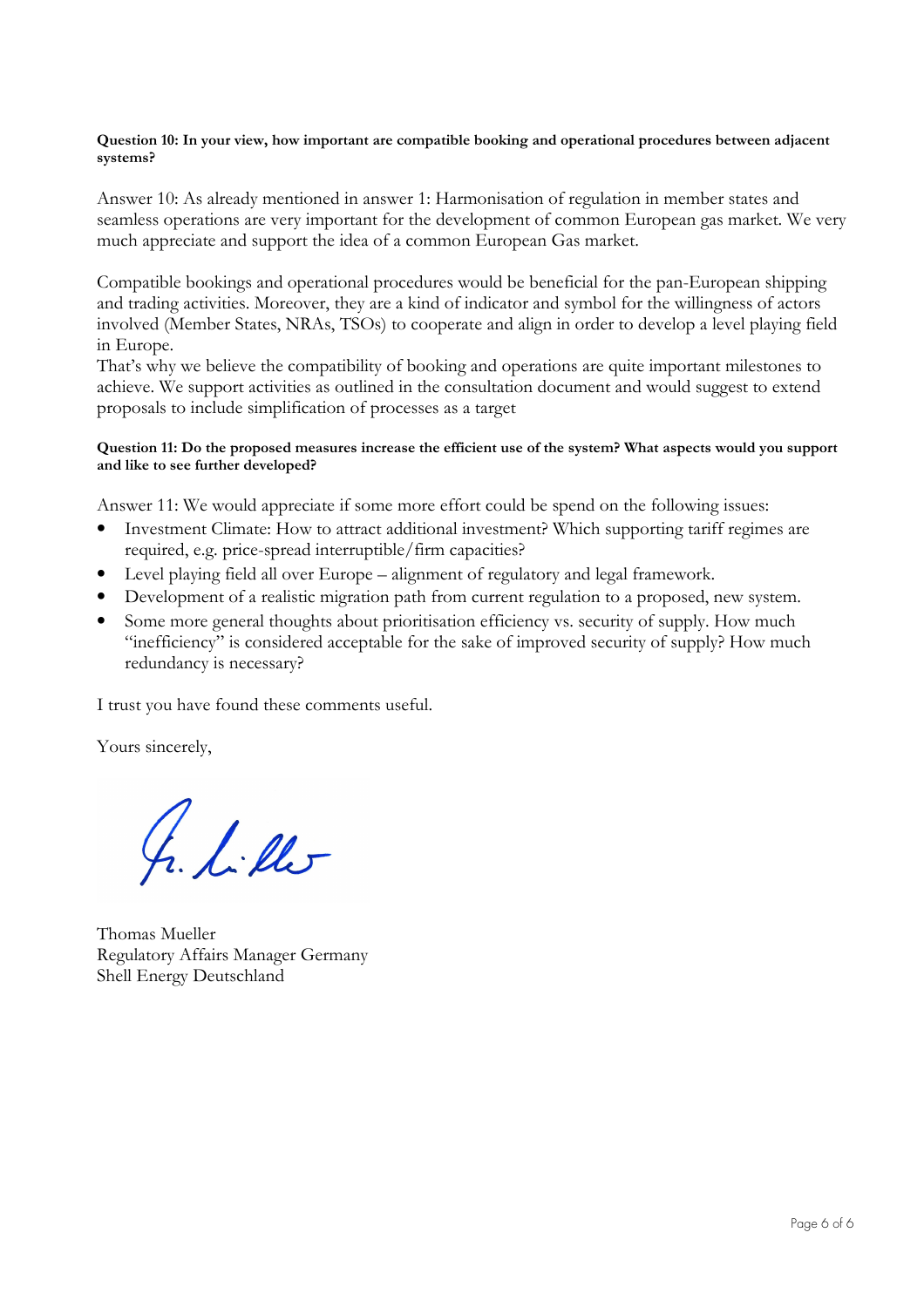**Question 10: In your view, how important are compatible booking and operational procedures between adjacent systems?**

Answer 10: As already mentioned in answer 1: Harmonisation of regulation in member states and seamless operations are very important for the development of common European gas market. We very much appreciate and support the idea of a common European Gas market.

Compatible bookings and operational procedures would be beneficial for the pan-European shipping and trading activities. Moreover, they are a kind of indicator and symbol for the willingness of actors involved (Member States, NRAs, TSOs) to cooperate and align in order to develop a level playing field in Europe.
That's why we believe the compatibility of booking and operations are quite important milestones to achieve. We support activities as outlined in the consultation document and would suggest to extend proposals to include simplification of processes as a target

**Question 11: Do the proposed measures increase the efficient use of the system? What aspects would you support and like to see further developed?**

Answer 11: We would appreciate if some more effort could be spend on the following issues:

- Investment Climate: How to attract additional investment? Which supporting tariff regimes are required, e.g. price-spread interruptible/firm capacities?
- Level playing field all over Europe – alignment of regulatory and legal framework.
- Development of a realistic migration path from current regulation to a proposed, new system.
- Some more general thoughts about prioritisation efficiency vs. security of supply. How much "inefficiency" is considered acceptable for the sake of improved security of supply? How much redundancy is necessary?

I trust you have found these comments useful.

Yours sincerely,

Thomas Mueller
Regulatory Affairs Manager Germany
Shell Energy Deutschland